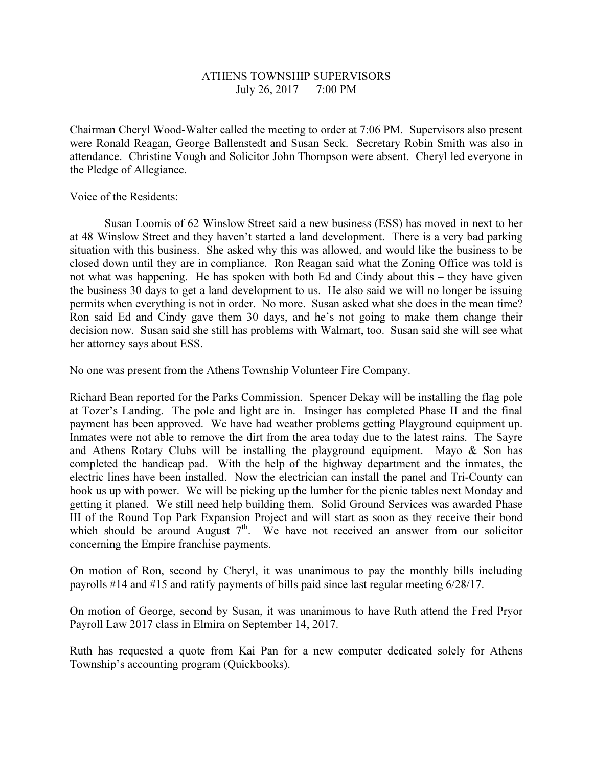ATHENS TOWNSHIP SUPERVISORS
July 26, 2017 7:00 PM

Chairman Cheryl Wood-Walter called the meeting to order at 7:06 PM. Supervisors also present were Ronald Reagan, George Ballenstedt and Susan Seck. Secretary Robin Smith was also in attendance. Christine Vough and Solicitor John Thompson were absent. Cheryl led everyone in the Pledge of Allegiance.

Voice of the Residents:

Susan Loomis of 62 Winslow Street said a new business (ESS) has moved in next to her at 48 Winslow Street and they haven't started a land development. There is a very bad parking situation with this business. She asked why this was allowed, and would like the business to be closed down until they are in compliance. Ron Reagan said what the Zoning Office was told is not what was happening. He has spoken with both Ed and Cindy about this – they have given the business 30 days to get a land development to us. He also said we will no longer be issuing permits when everything is not in order. No more. Susan asked what she does in the mean time? Ron said Ed and Cindy gave them 30 days, and he's not going to make them change their decision now. Susan said she still has problems with Walmart, too. Susan said she will see what her attorney says about ESS.

No one was present from the Athens Township Volunteer Fire Company.

Richard Bean reported for the Parks Commission. Spencer Dekay will be installing the flag pole at Tozer's Landing. The pole and light are in. Insinger has completed Phase II and the final payment has been approved. We have had weather problems getting Playground equipment up. Inmates were not able to remove the dirt from the area today due to the latest rains. The Sayre and Athens Rotary Clubs will be installing the playground equipment. Mayo & Son has completed the handicap pad. With the help of the highway department and the inmates, the electric lines have been installed. Now the electrician can install the panel and Tri-County can hook us up with power. We will be picking up the lumber for the picnic tables next Monday and getting it planed. We still need help building them. Solid Ground Services was awarded Phase III of the Round Top Park Expansion Project and will start as soon as they receive their bond which should be around August 7th. We have not received an answer from our solicitor concerning the Empire franchise payments.

On motion of Ron, second by Cheryl, it was unanimous to pay the monthly bills including payrolls #14 and #15 and ratify payments of bills paid since last regular meeting 6/28/17.

On motion of George, second by Susan, it was unanimous to have Ruth attend the Fred Pryor Payroll Law 2017 class in Elmira on September 14, 2017.

Ruth has requested a quote from Kai Pan for a new computer dedicated solely for Athens Township's accounting program (Quickbooks).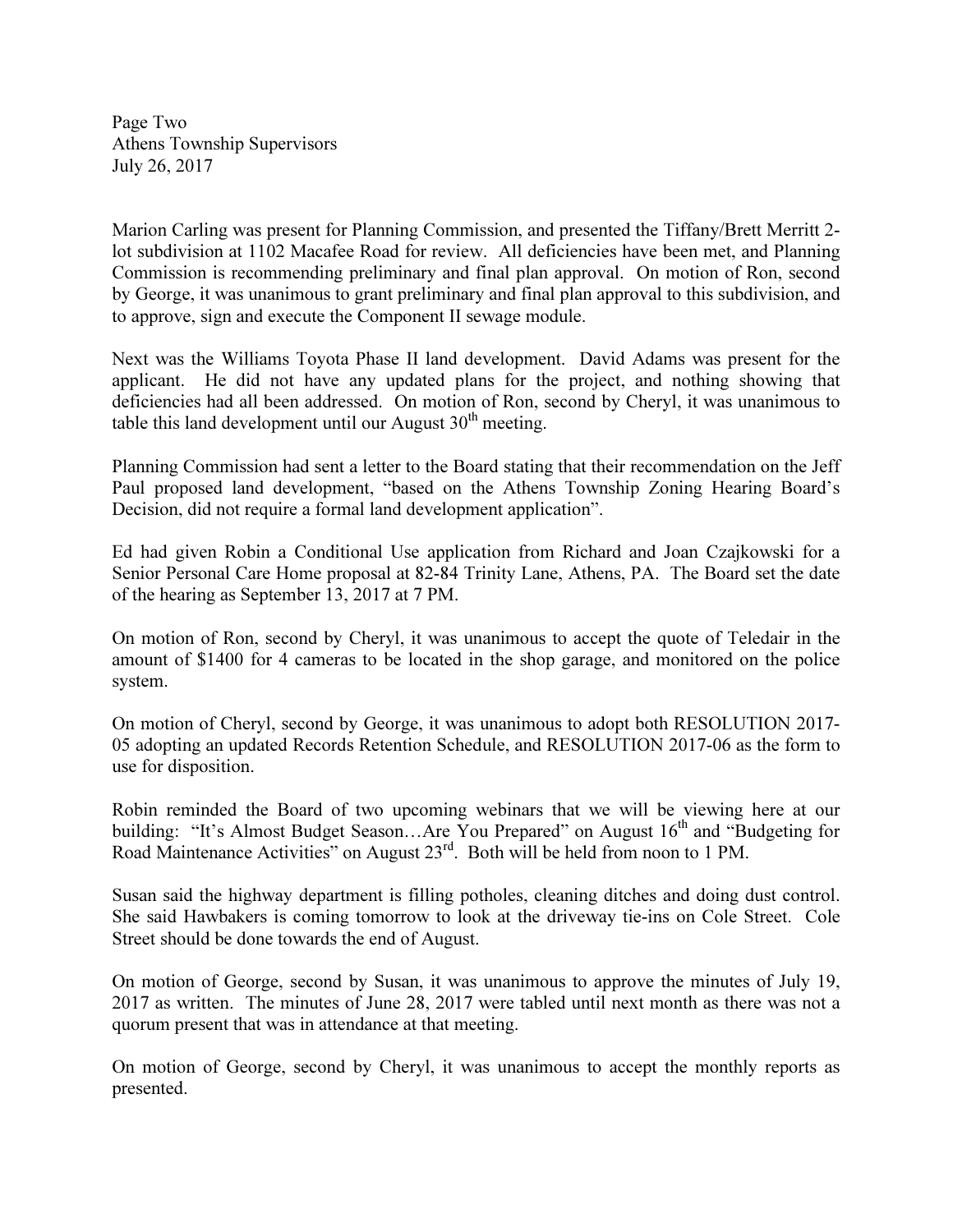Marion Carling was present for Planning Commission, and presented the Tiffany/Brett Merritt 2-lot subdivision at 1102 Macafee Road for review. All deficiencies have been met, and Planning Commission is recommending preliminary and final plan approval. On motion of Ron, second by George, it was unanimous to grant preliminary and final plan approval to this subdivision, and to approve, sign and execute the Component II sewage module.

Next was the Williams Toyota Phase II land development. David Adams was present for the applicant. He did not have any updated plans for the project, and nothing showing that deficiencies had all been addressed. On motion of Ron, second by Cheryl, it was unanimous to table this land development until our August 30th meeting.

Planning Commission had sent a letter to the Board stating that their recommendation on the Jeff Paul proposed land development, "based on the Athens Township Zoning Hearing Board's Decision, did not require a formal land development application".

Ed had given Robin a Conditional Use application from Richard and Joan Czajkowski for a Senior Personal Care Home proposal at 82-84 Trinity Lane, Athens, PA. The Board set the date of the hearing as September 13, 2017 at 7 PM.

On motion of Ron, second by Cheryl, it was unanimous to accept the quote of Teledair in the amount of $1400 for 4 cameras to be located in the shop garage, and monitored on the police system.

On motion of Cheryl, second by George, it was unanimous to adopt both RESOLUTION 2017-05 adopting an updated Records Retention Schedule, and RESOLUTION 2017-06 as the form to use for disposition.

Robin reminded the Board of two upcoming webinars that we will be viewing here at our building: "It's Almost Budget Season…Are You Prepared" on August 16th and "Budgeting for Road Maintenance Activities" on August 23rd. Both will be held from noon to 1 PM.

Susan said the highway department is filling potholes, cleaning ditches and doing dust control. She said Hawbakers is coming tomorrow to look at the driveway tie-ins on Cole Street. Cole Street should be done towards the end of August.

On motion of George, second by Susan, it was unanimous to approve the minutes of July 19, 2017 as written. The minutes of June 28, 2017 were tabled until next month as there was not a quorum present that was in attendance at that meeting.

On motion of George, second by Cheryl, it was unanimous to accept the monthly reports as presented.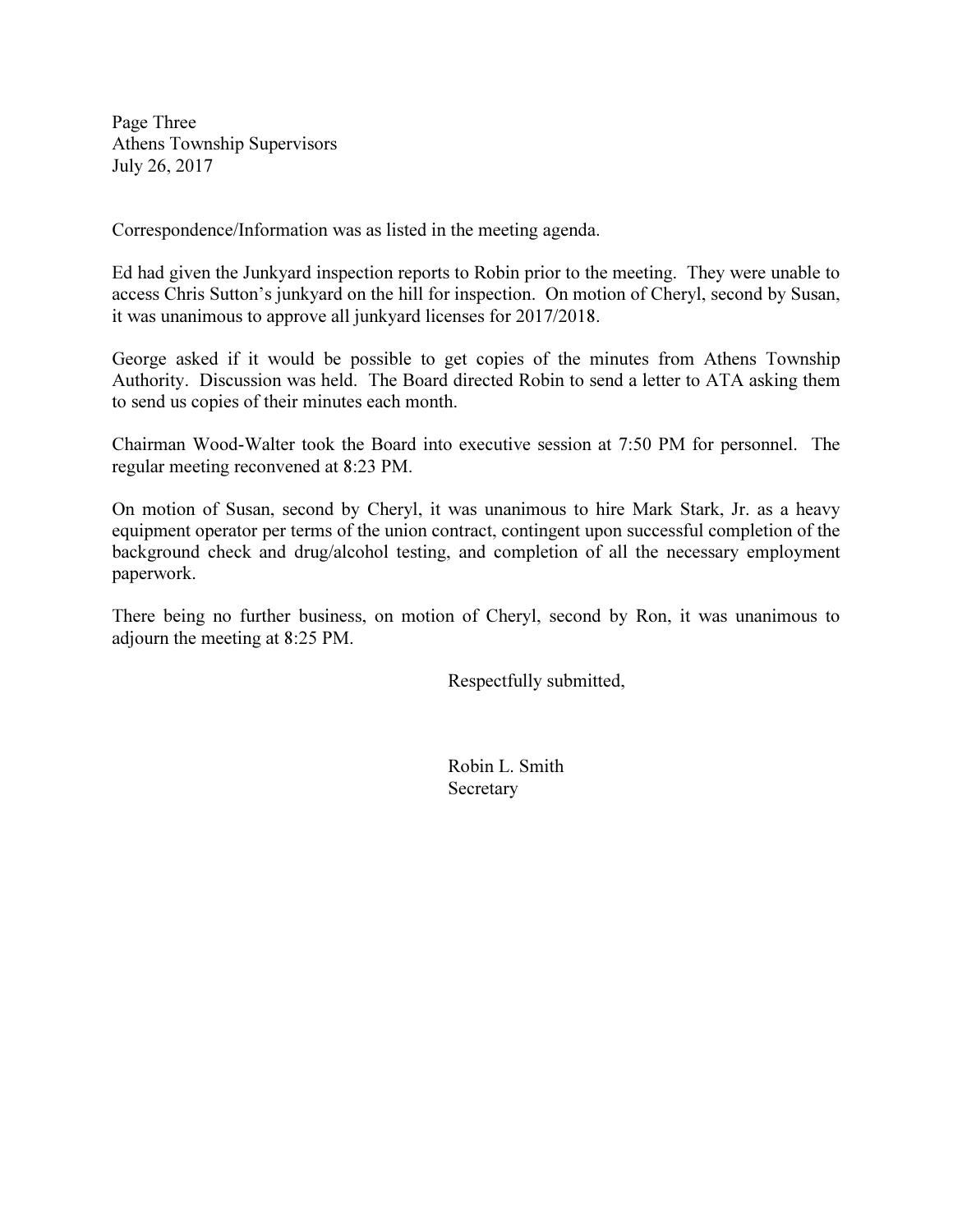Correspondence/Information was as listed in the meeting agenda.

Ed had given the Junkyard inspection reports to Robin prior to the meeting. They were unable to access Chris Sutton's junkyard on the hill for inspection. On motion of Cheryl, second by Susan, it was unanimous to approve all junkyard licenses for 2017/2018.

George asked if it would be possible to get copies of the minutes from Athens Township Authority. Discussion was held. The Board directed Robin to send a letter to ATA asking them to send us copies of their minutes each month.

Chairman Wood-Walter took the Board into executive session at 7:50 PM for personnel. The regular meeting reconvened at 8:23 PM.

On motion of Susan, second by Cheryl, it was unanimous to hire Mark Stark, Jr. as a heavy equipment operator per terms of the union contract, contingent upon successful completion of the background check and drug/alcohol testing, and completion of all the necessary employment paperwork.

There being no further business, on motion of Cheryl, second by Ron, it was unanimous to adjourn the meeting at 8:25 PM.

Respectfully submitted,

Robin L. Smith
Secretary